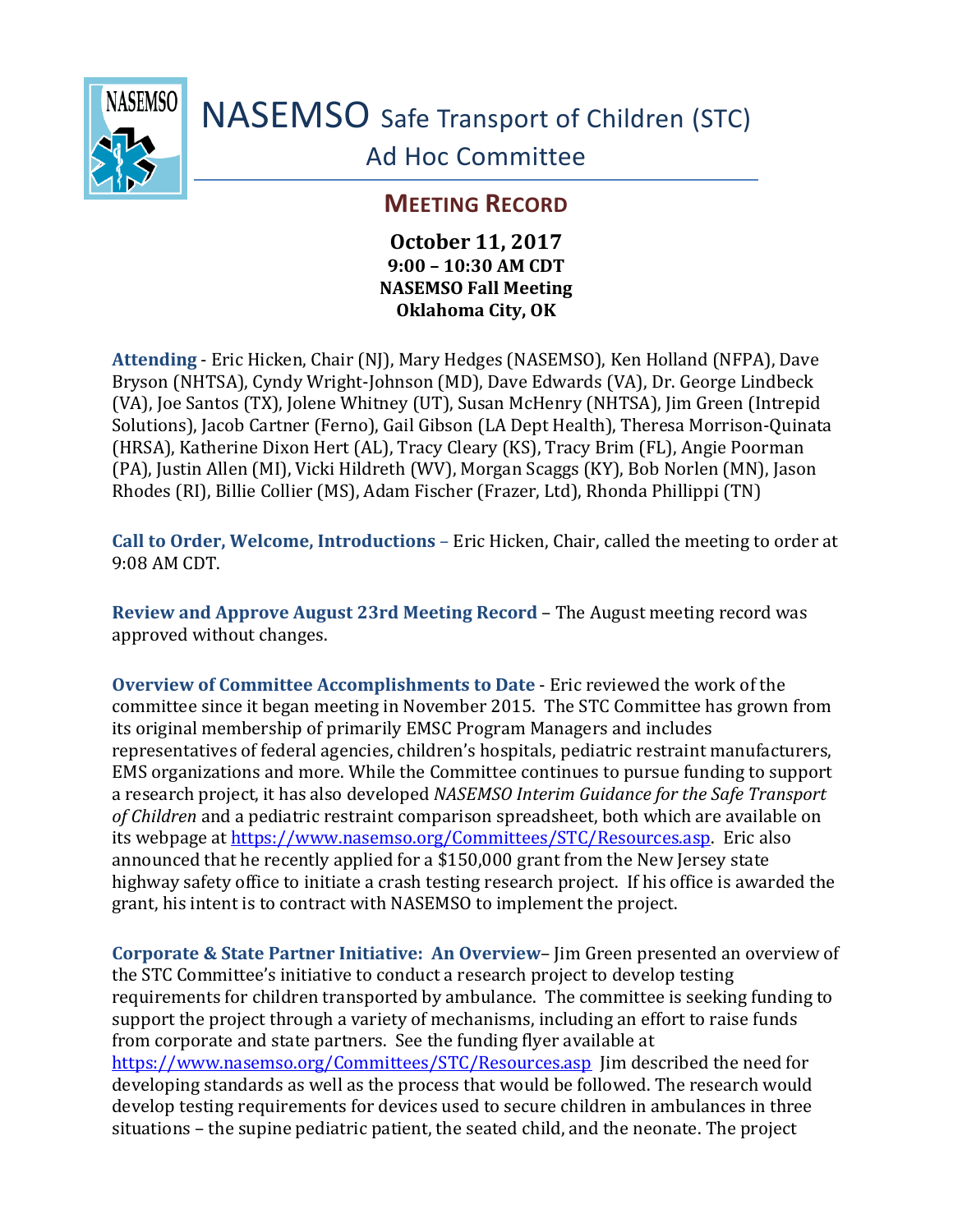# NASEMSO Safe Transport of Children (STC) Ad Hoc Committee

## MEETING RECORD

**October 11, 2017**
**9:00 – 10:30 AM CDT**
**NASEMSO Fall Meeting**
**Oklahoma City, OK**

**Attending** - Eric Hicken, Chair (NJ), Mary Hedges (NASEMSO), Ken Holland (NFPA), Dave Bryson (NHTSA), Cyndy Wright-Johnson (MD), Dave Edwards (VA), Dr. George Lindbeck (VA), Joe Santos (TX), Jolene Whitney (UT), Susan McHenry (NHTSA), Jim Green (Intrepid Solutions), Jacob Cartner (Ferno), Gail Gibson (LA Dept Health), Theresa Morrison-Quinata (HRSA), Katherine Dixon Hert (AL), Tracy Cleary (KS), Tracy Brim (FL), Angie Poorman (PA), Justin Allen (MI), Vicki Hildreth (WV), Morgan Scaggs (KY), Bob Norlen (MN), Jason Rhodes (RI), Billie Collier (MS), Adam Fischer (Frazer, Ltd), Rhonda Phillippi (TN)

**Call to Order, Welcome, Introductions** – Eric Hicken, Chair, called the meeting to order at 9:08 AM CDT.

**Review and Approve August 23rd Meeting Record** – The August meeting record was approved without changes.

**Overview of Committee Accomplishments to Date** - Eric reviewed the work of the committee since it began meeting in November 2015. The STC Committee has grown from its original membership of primarily EMSC Program Managers and includes representatives of federal agencies, children's hospitals, pediatric restraint manufacturers, EMS organizations and more. While the Committee continues to pursue funding to support a research project, it has also developed *NASEMSO Interim Guidance for the Safe Transport of Children* and a pediatric restraint comparison spreadsheet, both which are available on its webpage at https://www.nasemso.org/Committees/STC/Resources.asp. Eric also announced that he recently applied for a $150,000 grant from the New Jersey state highway safety office to initiate a crash testing research project. If his office is awarded the grant, his intent is to contract with NASEMSO to implement the project.

**Corporate & State Partner Initiative: An Overview**– Jim Green presented an overview of the STC Committee's initiative to conduct a research project to develop testing requirements for children transported by ambulance. The committee is seeking funding to support the project through a variety of mechanisms, including an effort to raise funds from corporate and state partners. See the funding flyer available at https://www.nasemso.org/Committees/STC/Resources.asp Jim described the need for developing standards as well as the process that would be followed. The research would develop testing requirements for devices used to secure children in ambulances in three situations – the supine pediatric patient, the seated child, and the neonate. The project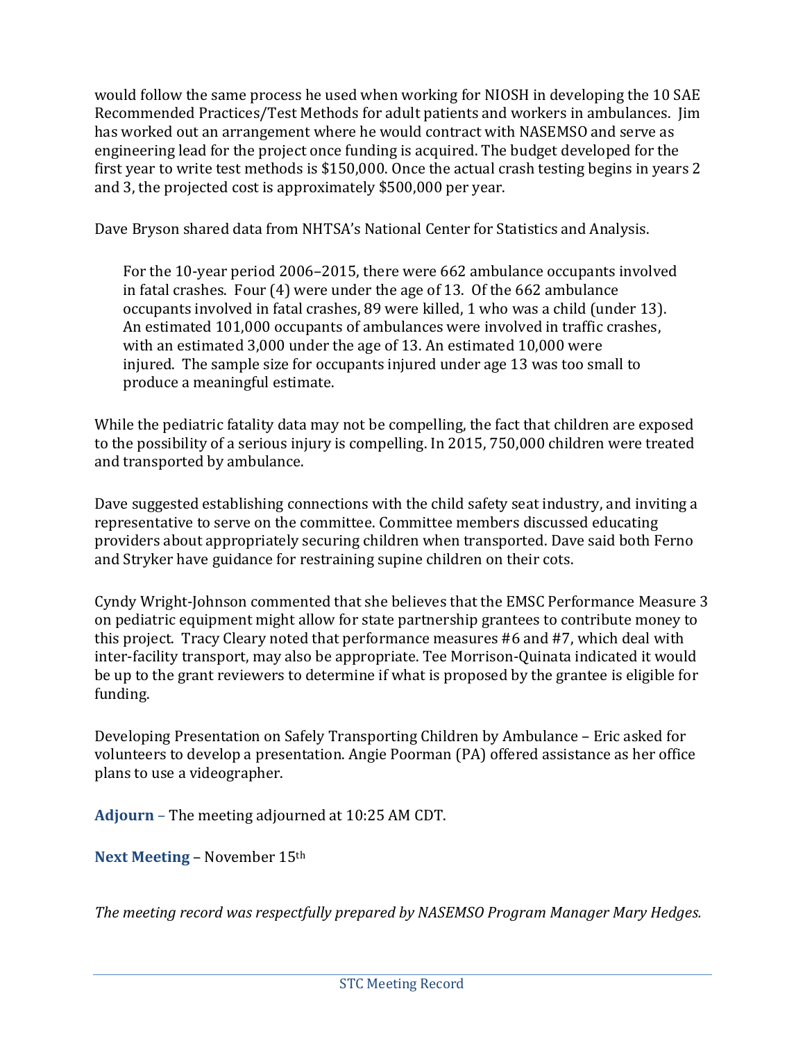would follow the same process he used when working for NIOSH in developing the 10 SAE Recommended Practices/Test Methods for adult patients and workers in ambulances. Jim has worked out an arrangement where he would contract with NASEMSO and serve as engineering lead for the project once funding is acquired. The budget developed for the first year to write test methods is $150,000. Once the actual crash testing begins in years 2 and 3, the projected cost is approximately $500,000 per year.

Dave Bryson shared data from NHTSA's National Center for Statistics and Analysis.

> For the 10-year period 2006–2015, there were 662 ambulance occupants involved in fatal crashes. Four (4) were under the age of 13. Of the 662 ambulance occupants involved in fatal crashes, 89 were killed, 1 who was a child (under 13). An estimated 101,000 occupants of ambulances were involved in traffic crashes, with an estimated 3,000 under the age of 13. An estimated 10,000 were injured. The sample size for occupants injured under age 13 was too small to produce a meaningful estimate.

While the pediatric fatality data may not be compelling, the fact that children are exposed to the possibility of a serious injury is compelling. In 2015, 750,000 children were treated and transported by ambulance.

Dave suggested establishing connections with the child safety seat industry, and inviting a representative to serve on the committee. Committee members discussed educating providers about appropriately securing children when transported. Dave said both Ferno and Stryker have guidance for restraining supine children on their cots.

Cyndy Wright-Johnson commented that she believes that the EMSC Performance Measure 3 on pediatric equipment might allow for state partnership grantees to contribute money to this project. Tracy Cleary noted that performance measures #6 and #7, which deal with inter-facility transport, may also be appropriate. Tee Morrison-Quinata indicated it would be up to the grant reviewers to determine if what is proposed by the grantee is eligible for funding.

Developing Presentation on Safely Transporting Children by Ambulance – Eric asked for volunteers to develop a presentation. Angie Poorman (PA) offered assistance as her office plans to use a videographer.

**Adjourn** – The meeting adjourned at 10:25 AM CDT.

**Next Meeting** – November 15th

*The meeting record was respectfully prepared by NASEMSO Program Manager Mary Hedges.*